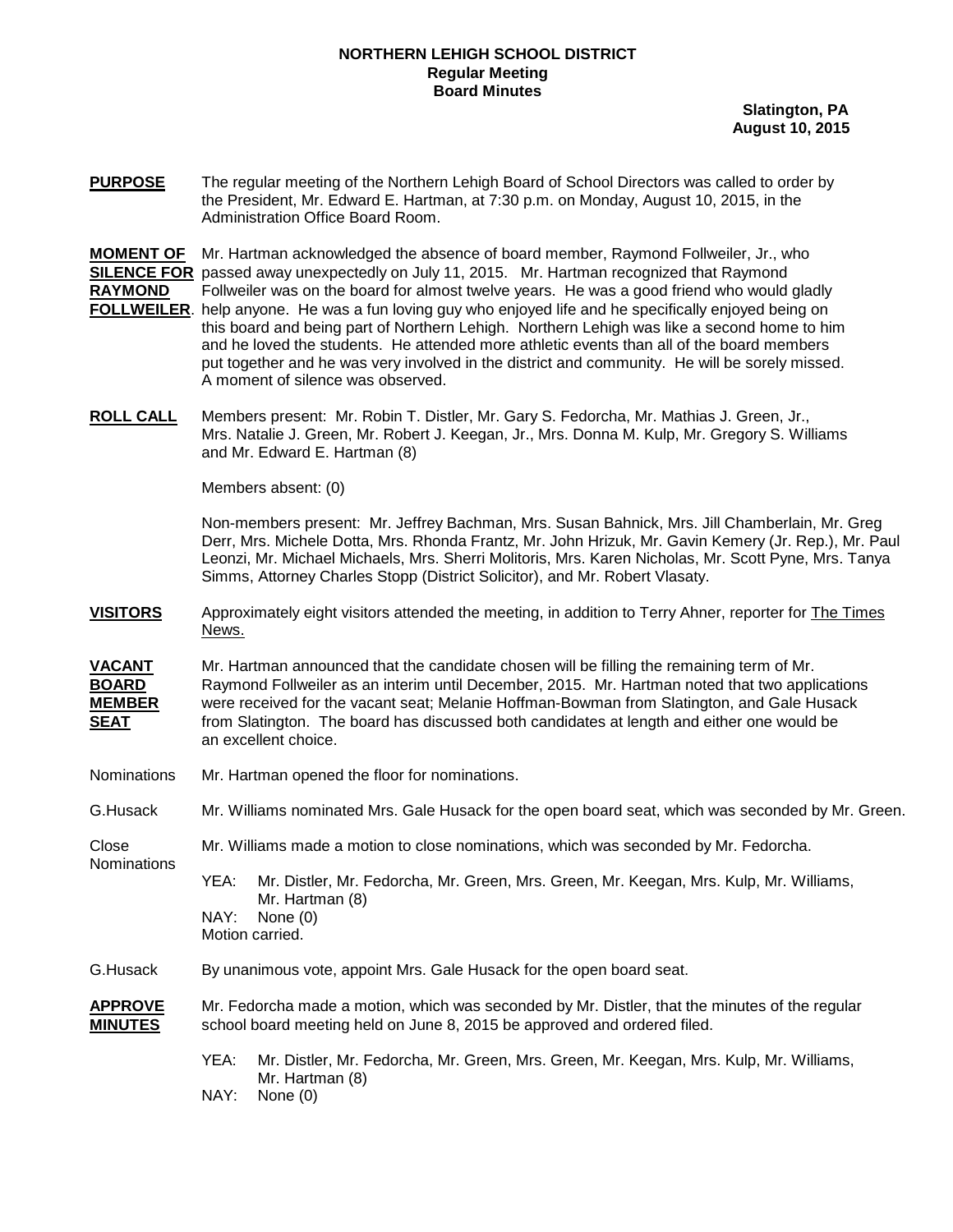**NORTHERN LEHIGH SCHOOL DISTRICT**
**Regular Meeting**
**Board Minutes**

**Slatington, PA**
**August 10, 2015**

**PURPOSE** The regular meeting of the Northern Lehigh Board of School Directors was called to order by the President, Mr. Edward E. Hartman, at 7:30 p.m. on Monday, August 10, 2015, in the Administration Office Board Room.

**MOMENT OF SILENCE FOR RAYMOND FOLLWEILER.** Mr. Hartman acknowledged the absence of board member, Raymond Follweiler, Jr., who passed away unexpectedly on July 11, 2015. Mr. Hartman recognized that Raymond Follweiler was on the board for almost twelve years. He was a good friend who would gladly help anyone. He was a fun loving guy who enjoyed life and he specifically enjoyed being on this board and being part of Northern Lehigh. Northern Lehigh was like a second home to him and he loved the students. He attended more athletic events than all of the board members put together and he was very involved in the district and community. He will be sorely missed. A moment of silence was observed.

**ROLL CALL** Members present: Mr. Robin T. Distler, Mr. Gary S. Fedorcha, Mr. Mathias J. Green, Jr., Mrs. Natalie J. Green, Mr. Robert J. Keegan, Jr., Mrs. Donna M. Kulp, Mr. Gregory S. Williams and Mr. Edward E. Hartman (8)

Members absent: (0)

Non-members present: Mr. Jeffrey Bachman, Mrs. Susan Bahnick, Mrs. Jill Chamberlain, Mr. Greg Derr, Mrs. Michele Dotta, Mrs. Rhonda Frantz, Mr. John Hrizuk, Mr. Gavin Kemery (Jr. Rep.), Mr. Paul Leonzi, Mr. Michael Michaels, Mrs. Sherri Molitoris, Mrs. Karen Nicholas, Mr. Scott Pyne, Mrs. Tanya Simms, Attorney Charles Stopp (District Solicitor), and Mr. Robert Vlasaty.

**VISITORS** Approximately eight visitors attended the meeting, in addition to Terry Ahner, reporter for The Times News.

**VACANT BOARD MEMBER SEAT** Mr. Hartman announced that the candidate chosen will be filling the remaining term of Mr. Raymond Follweiler as an interim until December, 2015. Mr. Hartman noted that two applications were received for the vacant seat; Melanie Hoffman-Bowman from Slatington, and Gale Husack from Slatington. The board has discussed both candidates at length and either one would be an excellent choice.

Nominations — Mr. Hartman opened the floor for nominations.

G.Husack — Mr. Williams nominated Mrs. Gale Husack for the open board seat, which was seconded by Mr. Green.

Close Nominations — Mr. Williams made a motion to close nominations, which was seconded by Mr. Fedorcha.

YEA: Mr. Distler, Mr. Fedorcha, Mr. Green, Mrs. Green, Mr. Keegan, Mrs. Kulp, Mr. Williams, Mr. Hartman (8)
NAY: None (0)
Motion carried.

G.Husack — By unanimous vote, appoint Mrs. Gale Husack for the open board seat.

**APPROVE MINUTES** Mr. Fedorcha made a motion, which was seconded by Mr. Distler, that the minutes of the regular school board meeting held on June 8, 2015 be approved and ordered filed.

YEA: Mr. Distler, Mr. Fedorcha, Mr. Green, Mrs. Green, Mr. Keegan, Mrs. Kulp, Mr. Williams, Mr. Hartman (8)
NAY: None (0)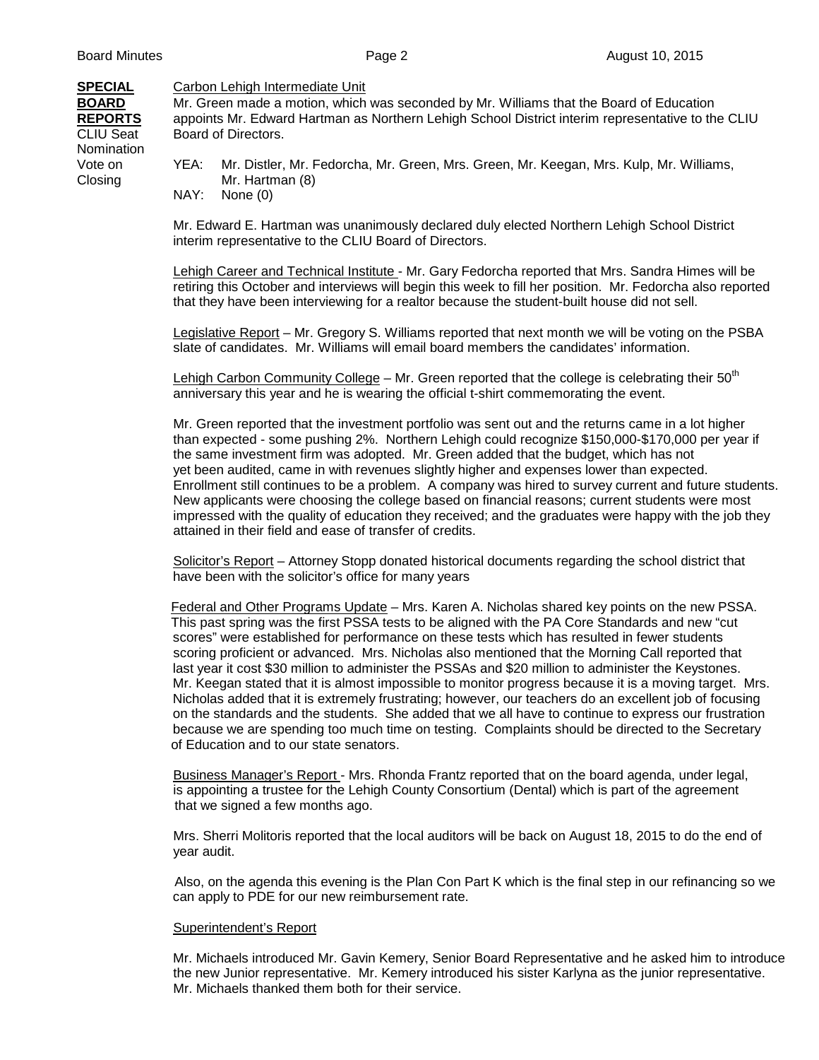**SPECIAL BOARD REPORTS**

CLIU Seat Nomination Vote on Closing

Carbon Lehigh Intermediate Unit

Mr. Green made a motion, which was seconded by Mr. Williams that the Board of Education appoints Mr. Edward Hartman as Northern Lehigh School District interim representative to the CLIU Board of Directors.

YEA: Mr. Distler, Mr. Fedorcha, Mr. Green, Mrs. Green, Mr. Keegan, Mrs. Kulp, Mr. Williams, Mr. Hartman (8)
NAY: None (0)

Mr. Edward E. Hartman was unanimously declared duly elected Northern Lehigh School District interim representative to the CLIU Board of Directors.

Lehigh Career and Technical Institute - Mr. Gary Fedorcha reported that Mrs. Sandra Himes will be retiring this October and interviews will begin this week to fill her position. Mr. Fedorcha also reported that they have been interviewing for a realtor because the student-built house did not sell.

Legislative Report – Mr. Gregory S. Williams reported that next month we will be voting on the PSBA slate of candidates. Mr. Williams will email board members the candidates' information.

Lehigh Carbon Community College – Mr. Green reported that the college is celebrating their 50th anniversary this year and he is wearing the official t-shirt commemorating the event.

Mr. Green reported that the investment portfolio was sent out and the returns came in a lot higher than expected - some pushing 2%. Northern Lehigh could recognize $150,000-$170,000 per year if the same investment firm was adopted. Mr. Green added that the budget, which has not yet been audited, came in with revenues slightly higher and expenses lower than expected. Enrollment still continues to be a problem. A company was hired to survey current and future students. New applicants were choosing the college based on financial reasons; current students were most impressed with the quality of education they received; and the graduates were happy with the job they attained in their field and ease of transfer of credits.

Solicitor's Report – Attorney Stopp donated historical documents regarding the school district that have been with the solicitor's office for many years

Federal and Other Programs Update – Mrs. Karen A. Nicholas shared key points on the new PSSA. This past spring was the first PSSA tests to be aligned with the PA Core Standards and new "cut scores" were established for performance on these tests which has resulted in fewer students scoring proficient or advanced. Mrs. Nicholas also mentioned that the Morning Call reported that last year it cost $30 million to administer the PSSAs and $20 million to administer the Keystones. Mr. Keegan stated that it is almost impossible to monitor progress because it is a moving target. Mrs. Nicholas added that it is extremely frustrating; however, our teachers do an excellent job of focusing on the standards and the students. She added that we all have to continue to express our frustration because we are spending too much time on testing. Complaints should be directed to the Secretary of Education and to our state senators.

Business Manager's Report - Mrs. Rhonda Frantz reported that on the board agenda, under legal, is appointing a trustee for the Lehigh County Consortium (Dental) which is part of the agreement that we signed a few months ago.

Mrs. Sherri Molitoris reported that the local auditors will be back on August 18, 2015 to do the end of year audit.

Also, on the agenda this evening is the Plan Con Part K which is the final step in our refinancing so we can apply to PDE for our new reimbursement rate.

Superintendent's Report

Mr. Michaels introduced Mr. Gavin Kemery, Senior Board Representative and he asked him to introduce the new Junior representative. Mr. Kemery introduced his sister Karlyna as the junior representative. Mr. Michaels thanked them both for their service.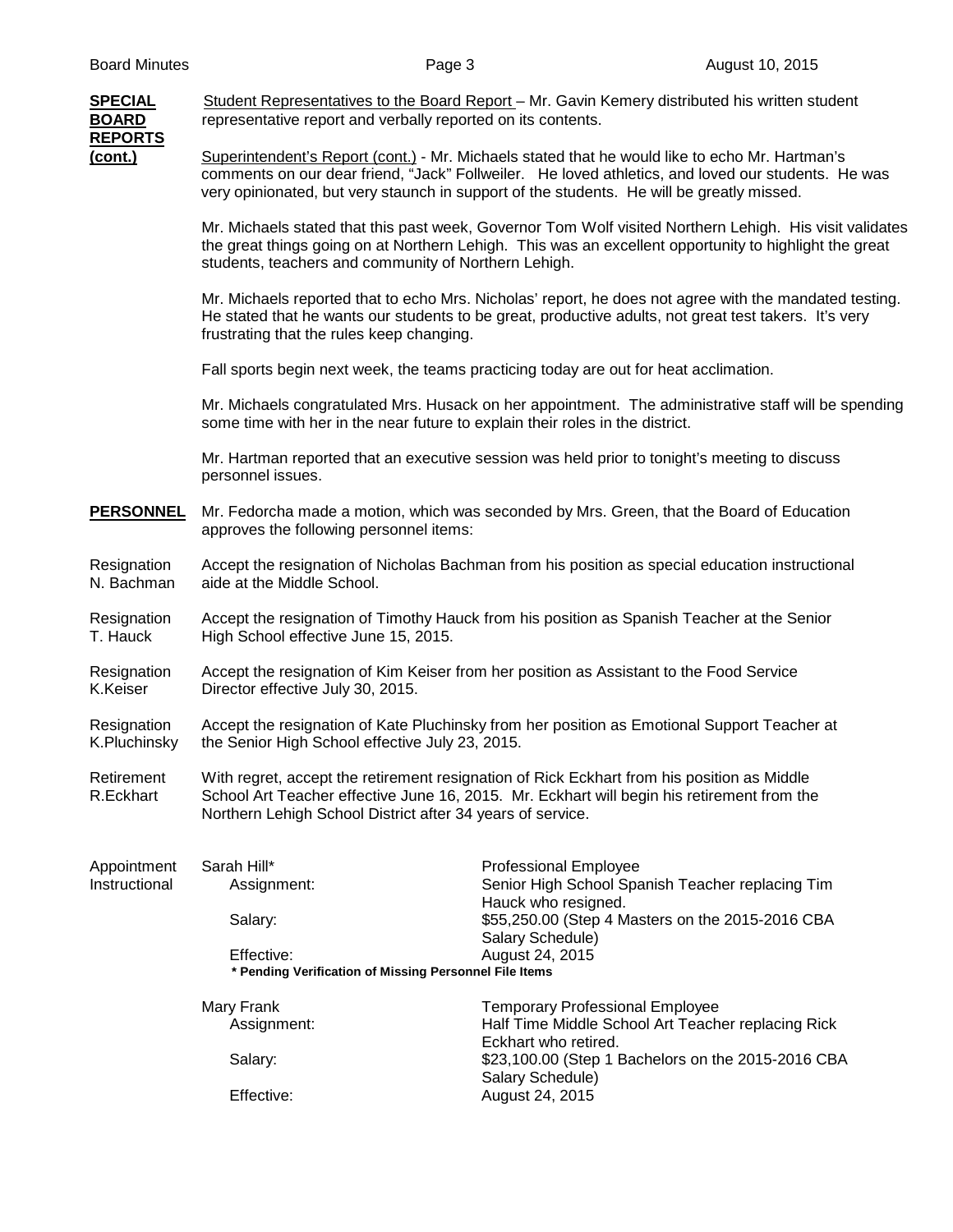**SPECIAL BOARD REPORTS (cont.)**

Student Representatives to the Board Report – Mr. Gavin Kemery distributed his written student representative report and verbally reported on its contents.

Superintendent's Report (cont.) - Mr. Michaels stated that he would like to echo Mr. Hartman's comments on our dear friend, "Jack" Follweiler. He loved athletics, and loved our students. He was very opinionated, but very staunch in support of the students. He will be greatly missed.

Mr. Michaels stated that this past week, Governor Tom Wolf visited Northern Lehigh. His visit validates the great things going on at Northern Lehigh. This was an excellent opportunity to highlight the great students, teachers and community of Northern Lehigh.

Mr. Michaels reported that to echo Mrs. Nicholas' report, he does not agree with the mandated testing. He stated that he wants our students to be great, productive adults, not great test takers. It's very frustrating that the rules keep changing.

Fall sports begin next week, the teams practicing today are out for heat acclimation.

Mr. Michaels congratulated Mrs. Husack on her appointment. The administrative staff will be spending some time with her in the near future to explain their roles in the district.

Mr. Hartman reported that an executive session was held prior to tonight's meeting to discuss personnel issues.

**PERSONNEL**

Mr. Fedorcha made a motion, which was seconded by Mrs. Green, that the Board of Education approves the following personnel items:

Resignation N. Bachman — Accept the resignation of Nicholas Bachman from his position as special education instructional aide at the Middle School.

Resignation T. Hauck — Accept the resignation of Timothy Hauck from his position as Spanish Teacher at the Senior High School effective June 15, 2015.

Resignation K.Keiser — Accept the resignation of Kim Keiser from her position as Assistant to the Food Service Director effective July 30, 2015.

Resignation K.Pluchinsky — Accept the resignation of Kate Pluchinsky from her position as Emotional Support Teacher at the Senior High School effective July 23, 2015.

Retirement R.Eckhart — With regret, accept the retirement resignation of Rick Eckhart from his position as Middle School Art Teacher effective June 16, 2015. Mr. Eckhart will begin his retirement from the Northern Lehigh School District after 34 years of service.

Appointment Instructional

| | |
|---|---|
| Sarah Hill* | Professional Employee |
| Assignment: | Senior High School Spanish Teacher replacing Tim Hauck who resigned. |
| Salary: | $55,250.00 (Step 4 Masters on the 2015-2016 CBA Salary Schedule) |
| Effective: | August 24, 2015 |

**\* Pending Verification of Missing Personnel File Items**

| | |
|---|---|
| Mary Frank | Temporary Professional Employee |
| Assignment: | Half Time Middle School Art Teacher replacing Rick Eckhart who retired. |
| Salary: | $23,100.00 (Step 1 Bachelors on the 2015-2016 CBA Salary Schedule) |
| Effective: | August 24, 2015 |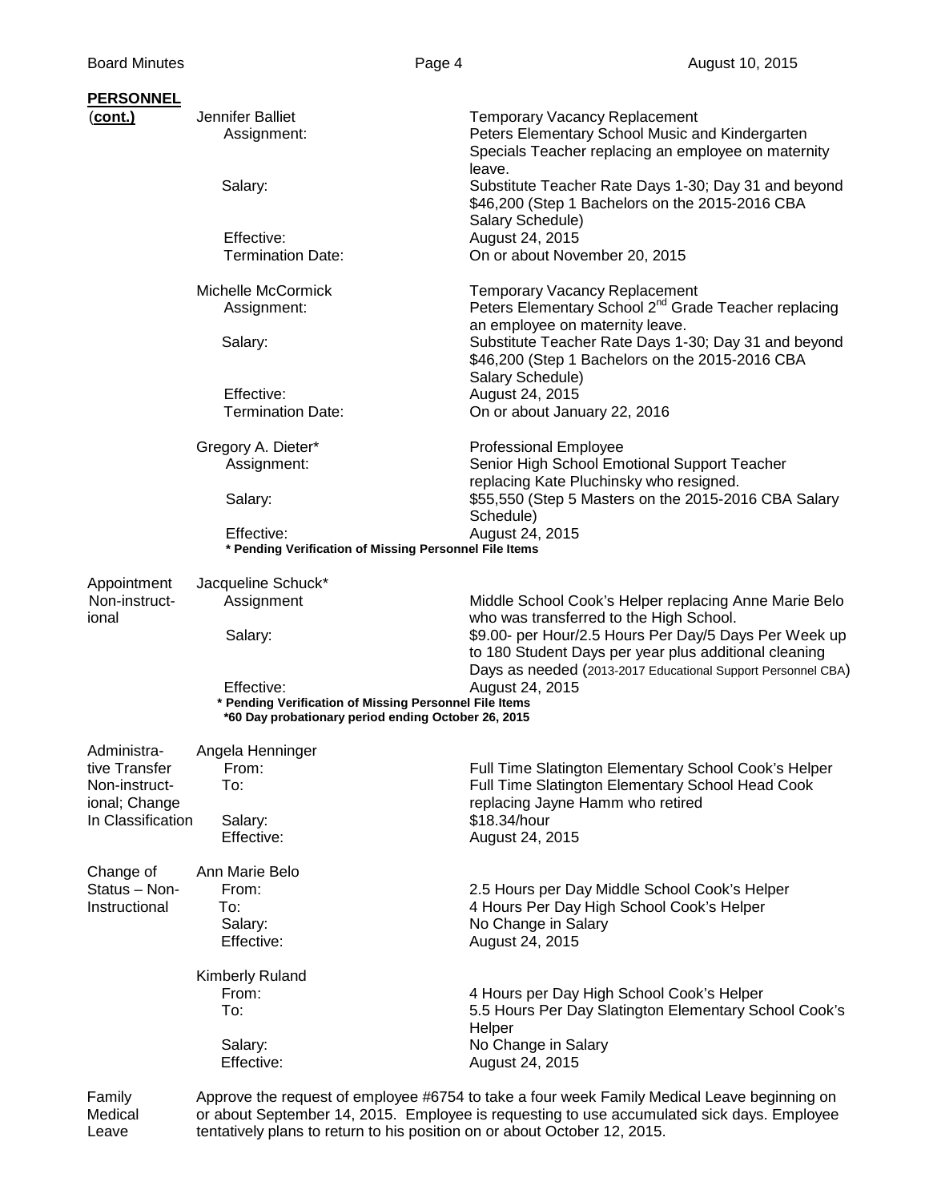**PERSONNEL (cont.)**

Jennifer Balliet — Temporary Vacancy Replacement
- Assignment: Peters Elementary School Music and Kindergarten Specials Teacher replacing an employee on maternity leave.
- Salary: Substitute Teacher Rate Days 1-30; Day 31 and beyond $46,200 (Step 1 Bachelors on the 2015-2016 CBA Salary Schedule)
- Effective: August 24, 2015
- Termination Date: On or about November 20, 2015

Michelle McCormick — Temporary Vacancy Replacement
- Assignment: Peters Elementary School 2nd Grade Teacher replacing an employee on maternity leave.
- Salary: Substitute Teacher Rate Days 1-30; Day 31 and beyond $46,200 (Step 1 Bachelors on the 2015-2016 CBA Salary Schedule)
- Effective: August 24, 2015
- Termination Date: On or about January 22, 2016

Gregory A. Dieter* — Professional Employee
- Assignment: Senior High School Emotional Support Teacher replacing Kate Pluchinsky who resigned.
- Salary: $55,550 (Step 5 Masters on the 2015-2016 CBA Salary Schedule)
- Effective: August 24, 2015

**\* Pending Verification of Missing Personnel File Items**

**Appointment Non-instructional**

Jacqueline Schuck*
- Assignment: Middle School Cook's Helper replacing Anne Marie Belo who was transferred to the High School.
- Salary: $9.00- per Hour/2.5 Hours Per Day/5 Days Per Week up to 180 Student Days per year plus additional cleaning Days as needed (2013-2017 Educational Support Personnel CBA)
- Effective: August 24, 2015

**\* Pending Verification of Missing Personnel File Items**
**\*60 Day probationary period ending October 26, 2015**

**Administrative Transfer Non-instructional; Change In Classification**

Angela Henninger
- From: Full Time Slatington Elementary School Cook's Helper
- To: Full Time Slatington Elementary School Head Cook replacing Jayne Hamm who retired
- Salary: $18.34/hour
- Effective: August 24, 2015

**Change of Status – Non-Instructional**

Ann Marie Belo
- From: 2.5 Hours per Day Middle School Cook's Helper
- To: 4 Hours Per Day High School Cook's Helper
- Salary: No Change in Salary
- Effective: August 24, 2015

Kimberly Ruland
- From: 4 Hours per Day High School Cook's Helper
- To: 5.5 Hours Per Day Slatington Elementary School Cook's Helper
- Salary: No Change in Salary
- Effective: August 24, 2015

**Family Medical Leave**

Approve the request of employee #6754 to take a four week Family Medical Leave beginning on or about September 14, 2015. Employee is requesting to use accumulated sick days. Employee tentatively plans to return to his position on or about October 12, 2015.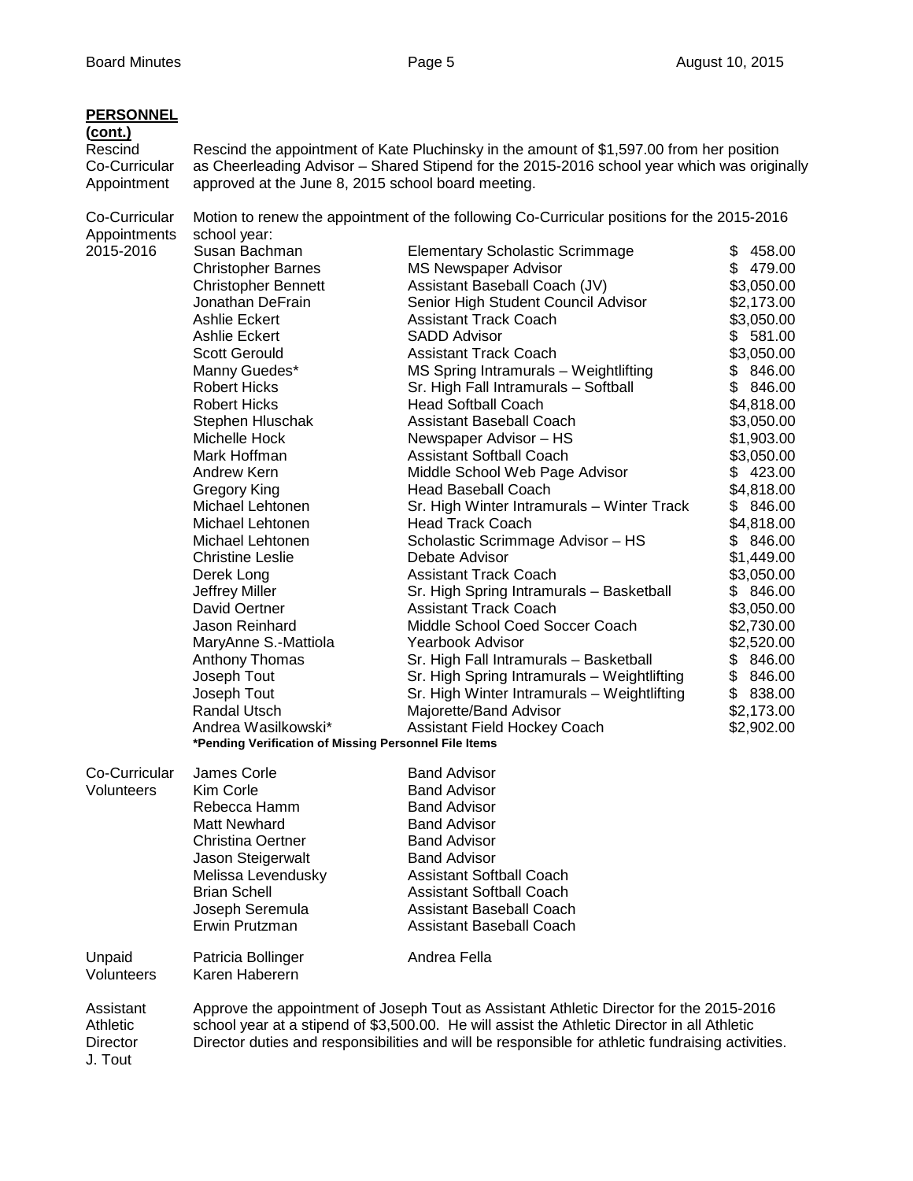**PERSONNEL (cont.)**

Rescind Co-Curricular Appointment

Rescind the appointment of Kate Pluchinsky in the amount of $1,597.00 from her position as Cheerleading Advisor – Shared Stipend for the 2015-2016 school year which was originally approved at the June 8, 2015 school board meeting.

Co-Curricular Appointments 2015-2016

Motion to renew the appointment of the following Co-Curricular positions for the 2015-2016 school year:

| Name | Position | Stipend |
|---|---|---|
| Susan Bachman | Elementary Scholastic Scrimmage | $ 458.00 |
| Christopher Barnes | MS Newspaper Advisor | $ 479.00 |
| Christopher Bennett | Assistant Baseball Coach (JV) | $3,050.00 |
| Jonathan DeFrain | Senior High Student Council Advisor | $2,173.00 |
| Ashlie Eckert | Assistant Track Coach | $3,050.00 |
| Ashlie Eckert | SADD Advisor | $ 581.00 |
| Scott Gerould | Assistant Track Coach | $3,050.00 |
| Manny Guedes* | MS Spring Intramurals – Weightlifting | $ 846.00 |
| Robert Hicks | Sr. High Fall Intramurals – Softball | $ 846.00 |
| Robert Hicks | Head Softball Coach | $4,818.00 |
| Stephen Hluschak | Assistant Baseball Coach | $3,050.00 |
| Michelle Hock | Newspaper Advisor – HS | $1,903.00 |
| Mark Hoffman | Assistant Softball Coach | $3,050.00 |
| Andrew Kern | Middle School Web Page Advisor | $ 423.00 |
| Gregory King | Head Baseball Coach | $4,818.00 |
| Michael Lehtonen | Sr. High Winter Intramurals – Winter Track | $ 846.00 |
| Michael Lehtonen | Head Track Coach | $4,818.00 |
| Michael Lehtonen | Scholastic Scrimmage Advisor – HS | $ 846.00 |
| Christine Leslie | Debate Advisor | $1,449.00 |
| Derek Long | Assistant Track Coach | $3,050.00 |
| Jeffrey Miller | Sr. High Spring Intramurals – Basketball | $ 846.00 |
| David Oertner | Assistant Track Coach | $3,050.00 |
| Jason Reinhard | Middle School Coed Soccer Coach | $2,730.00 |
| MaryAnne S.-Mattiola | Yearbook Advisor | $2,520.00 |
| Anthony Thomas | Sr. High Fall Intramurals – Basketball | $ 846.00 |
| Joseph Tout | Sr. High Spring Intramurals – Weightlifting | $ 846.00 |
| Joseph Tout | Sr. High Winter Intramurals – Weightlifting | $ 838.00 |
| Randal Utsch | Majorette/Band Advisor | $2,173.00 |
| Andrea Wasilkowski* | Assistant Field Hockey Coach | $2,902.00 |

***Pending Verification of Missing Personnel File Items**

Co-Curricular Volunteers

| Name | Position |
|---|---|
| James Corle | Band Advisor |
| Kim Corle | Band Advisor |
| Rebecca Hamm | Band Advisor |
| Matt Newhard | Band Advisor |
| Christina Oertner | Band Advisor |
| Jason Steigerwalt | Band Advisor |
| Melissa Levendusky | Assistant Softball Coach |
| Brian Schell | Assistant Softball Coach |
| Joseph Seremula | Assistant Baseball Coach |
| Erwin Prutzman | Assistant Baseball Coach |

Unpaid Volunteers

Patricia Bollinger
Karen Haberern
Andrea Fella

Assistant Athletic Director J. Tout

Approve the appointment of Joseph Tout as Assistant Athletic Director for the 2015-2016 school year at a stipend of $3,500.00. He will assist the Athletic Director in all Athletic Director duties and responsibilities and will be responsible for athletic fundraising activities.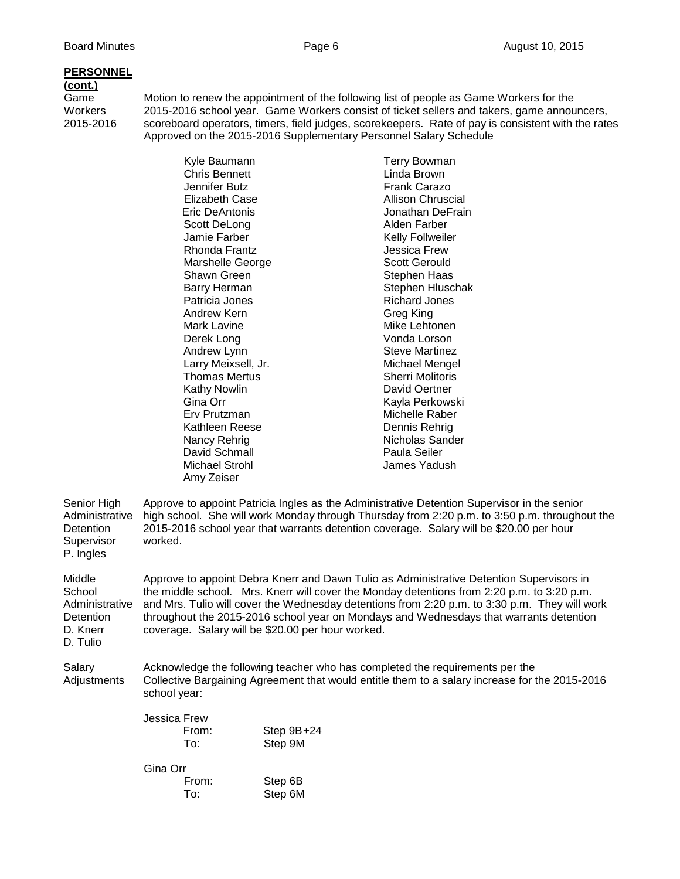**PERSONNEL (cont.)**

Game Workers 2015-2016

Motion to renew the appointment of the following list of people as Game Workers for the 2015-2016 school year. Game Workers consist of ticket sellers and takers, game announcers, scoreboard operators, timers, field judges, scorekeepers. Rate of pay is consistent with the rates Approved on the 2015-2016 Supplementary Personnel Salary Schedule

| | |
|---|---|
| Kyle Baumann | Terry Bowman |
| Chris Bennett | Linda Brown |
| Jennifer Butz | Frank Carazo |
| Elizabeth Case | Allison Chruscial |
| Eric DeAntonis | Jonathan DeFrain |
| Scott DeLong | Alden Farber |
| Jamie Farber | Kelly Follweiler |
| Rhonda Frantz | Jessica Frew |
| Marshelle George | Scott Gerould |
| Shawn Green | Stephen Haas |
| Barry Herman | Stephen Hluschak |
| Patricia Jones | Richard Jones |
| Andrew Kern | Greg King |
| Mark Lavine | Mike Lehtonen |
| Derek Long | Vonda Lorson |
| Andrew Lynn | Steve Martinez |
| Larry Meixsell, Jr. | Michael Mengel |
| Thomas Mertus | Sherri Molitoris |
| Kathy Nowlin | David Oertner |
| Gina Orr | Kayla Perkowski |
| Erv Prutzman | Michelle Raber |
| Kathleen Reese | Dennis Rehrig |
| Nancy Rehrig | Nicholas Sander |
| David Schmall | Paula Seiler |
| Michael Strohl | James Yadush |
| Amy Zeiser | |

Senior High Administrative Detention Supervisor P. Ingles

Approve to appoint Patricia Ingles as the Administrative Detention Supervisor in the senior high school. She will work Monday through Thursday from 2:20 p.m. to 3:50 p.m. throughout the 2015-2016 school year that warrants detention coverage. Salary will be $20.00 per hour worked.

Middle School Administrative Detention D. Knerr D. Tulio

Approve to appoint Debra Knerr and Dawn Tulio as Administrative Detention Supervisors in the middle school. Mrs. Knerr will cover the Monday detentions from 2:20 p.m. to 3:20 p.m. and Mrs. Tulio will cover the Wednesday detentions from 2:20 p.m. to 3:30 p.m. They will work throughout the 2015-2016 school year on Mondays and Wednesdays that warrants detention coverage. Salary will be $20.00 per hour worked.

Salary Adjustments

Acknowledge the following teacher who has completed the requirements per the Collective Bargaining Agreement that would entitle them to a salary increase for the 2015-2016 school year:

Jessica Frew
- From: Step 9B+24
- To: Step 9M

Gina Orr
- From: Step 6B
- To: Step 6M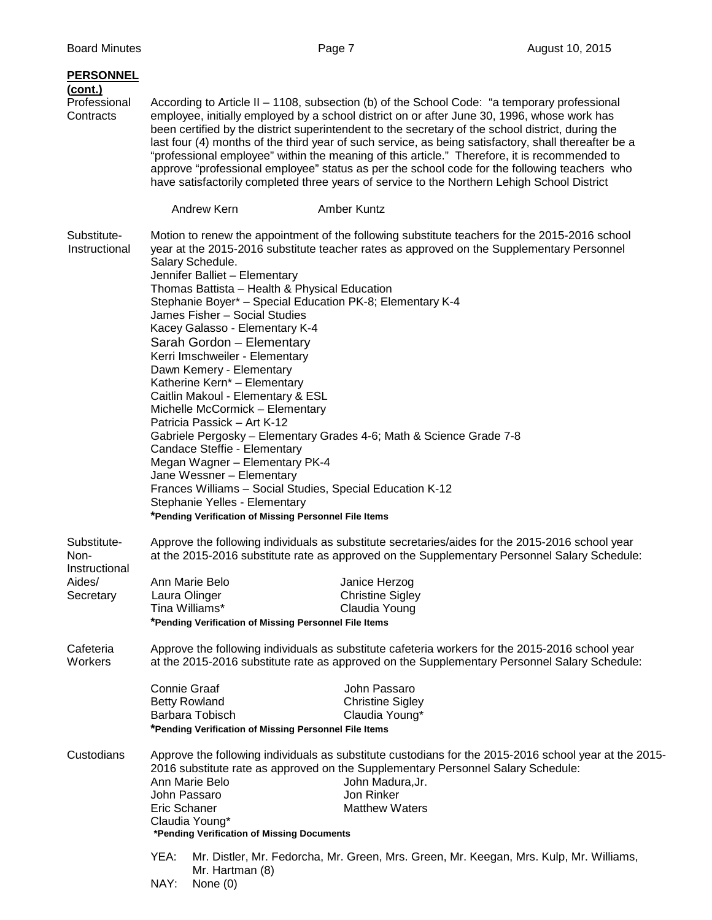**PERSONNEL (cont.)**

**Professional Contracts**

According to Article II – 1108, subsection (b) of the School Code: "a temporary professional employee, initially employed by a school district on or after June 30, 1996, whose work has been certified by the district superintendent to the secretary of the school district, during the last four (4) months of the third year of such service, as being satisfactory, shall thereafter be a "professional employee" within the meaning of this article." Therefore, it is recommended to approve "professional employee" status as per the school code for the following teachers who have satisfactorily completed three years of service to the Northern Lehigh School District

| | |
|---|---|
| Andrew Kern | Amber Kuntz |

**Substitute-Instructional**

Motion to renew the appointment of the following substitute teachers for the 2015-2016 school year at the 2015-2016 substitute teacher rates as approved on the Supplementary Personnel Salary Schedule.

Jennifer Balliet – Elementary
Thomas Battista – Health & Physical Education
Stephanie Boyer* – Special Education PK-8; Elementary K-4
James Fisher – Social Studies
Kacey Galasso - Elementary K-4
Sarah Gordon – Elementary
Kerri Imschweiler - Elementary
Dawn Kemery - Elementary
Katherine Kern* – Elementary
Caitlin Makoul - Elementary & ESL
Michelle McCormick – Elementary
Patricia Passick – Art K-12
Gabriele Pergosky – Elementary Grades 4-6; Math & Science Grade 7-8
Candace Steffie - Elementary
Megan Wagner – Elementary PK-4
Jane Wessner – Elementary
Frances Williams – Social Studies, Special Education K-12
Stephanie Yelles - Elementary

***Pending Verification of Missing Personnel File Items**

**Substitute-Non-Instructional Aides/Secretary**

Approve the following individuals as substitute secretaries/aides for the 2015-2016 school year at the 2015-2016 substitute rate as approved on the Supplementary Personnel Salary Schedule:

| | |
|---|---|
| Ann Marie Belo | Janice Herzog |
| Laura Olinger | Christine Sigley |
| Tina Williams* | Claudia Young |

***Pending Verification of Missing Personnel File Items**

**Cafeteria Workers**

Approve the following individuals as substitute cafeteria workers for the 2015-2016 school year at the 2015-2016 substitute rate as approved on the Supplementary Personnel Salary Schedule:

| | |
|---|---|
| Connie Graaf | John Passaro |
| Betty Rowland | Christine Sigley |
| Barbara Tobisch | Claudia Young* |

***Pending Verification of Missing Personnel File Items**

**Custodians**

Approve the following individuals as substitute custodians for the 2015-2016 school year at the 2015-2016 substitute rate as approved on the Supplementary Personnel Salary Schedule:

| | |
|---|---|
| Ann Marie Belo | John Madura,Jr. |
| John Passaro | Jon Rinker |
| Eric Schaner | Matthew Waters |
| Claudia Young* | |

***Pending Verification of Missing Documents**

YEA: Mr. Distler, Mr. Fedorcha, Mr. Green, Mrs. Green, Mr. Keegan, Mrs. Kulp, Mr. Williams, Mr. Hartman (8)
NAY: None (0)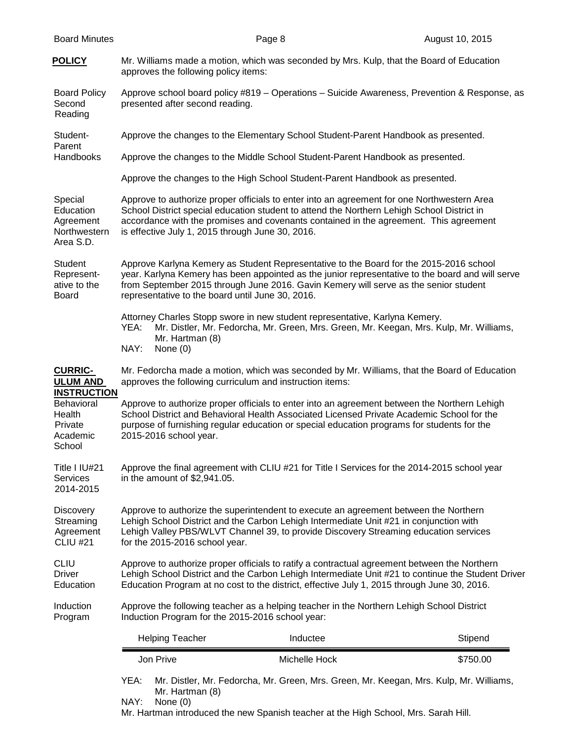**POLICY**

Mr. Williams made a motion, which was seconded by Mrs. Kulp, that the Board of Education approves the following policy items:

Board Policy Second Reading

Approve school board policy #819 – Operations – Suicide Awareness, Prevention & Response, as presented after second reading.

Student-Parent Handbooks

Approve the changes to the Elementary School Student-Parent Handbook as presented.

Approve the changes to the Middle School Student-Parent Handbook as presented.

Approve the changes to the High School Student-Parent Handbook as presented.

Special Education Agreement Northwestern Area S.D.

Approve to authorize proper officials to enter into an agreement for one Northwestern Area School District special education student to attend the Northern Lehigh School District in accordance with the promises and covenants contained in the agreement. This agreement is effective July 1, 2015 through June 30, 2016.

Student Representative to the Board

Approve Karlyna Kemery as Student Representative to the Board for the 2015-2016 school year. Karlyna Kemery has been appointed as the junior representative to the board and will serve from September 2015 through June 2016. Gavin Kemery will serve as the senior student representative to the board until June 30, 2016.

Attorney Charles Stopp swore in new student representative, Karlyna Kemery.

YEA: Mr. Distler, Mr. Fedorcha, Mr. Green, Mrs. Green, Mr. Keegan, Mrs. Kulp, Mr. Williams, Mr. Hartman (8)

NAY: None (0)

**CURRICULUM AND INSTRUCTION**

Mr. Fedorcha made a motion, which was seconded by Mr. Williams, that the Board of Education approves the following curriculum and instruction items:

Behavioral Health Private Academic School

Approve to authorize proper officials to enter into an agreement between the Northern Lehigh School District and Behavioral Health Associated Licensed Private Academic School for the purpose of furnishing regular education or special education programs for students for the 2015-2016 school year.

Title I IU#21 Services 2014-2015

Approve the final agreement with CLIU #21 for Title I Services for the 2014-2015 school year in the amount of $2,941.05.

Discovery Streaming Agreement CLIU #21

Approve to authorize the superintendent to execute an agreement between the Northern Lehigh School District and the Carbon Lehigh Intermediate Unit #21 in conjunction with Lehigh Valley PBS/WLVT Channel 39, to provide Discovery Streaming education services for the 2015-2016 school year.

CLIU Driver Education

Approve to authorize proper officials to ratify a contractual agreement between the Northern Lehigh School District and the Carbon Lehigh Intermediate Unit #21 to continue the Student Driver Education Program at no cost to the district, effective July 1, 2015 through June 30, 2016.

Induction Program

Approve the following teacher as a helping teacher in the Northern Lehigh School District Induction Program for the 2015-2016 school year:

| Helping Teacher | Inductee | Stipend |
|---|---|---|
| Jon Prive | Michelle Hock | $750.00 |

YEA: Mr. Distler, Mr. Fedorcha, Mr. Green, Mrs. Green, Mr. Keegan, Mrs. Kulp, Mr. Williams, Mr. Hartman (8)

NAY: None (0)

Mr. Hartman introduced the new Spanish teacher at the High School, Mrs. Sarah Hill.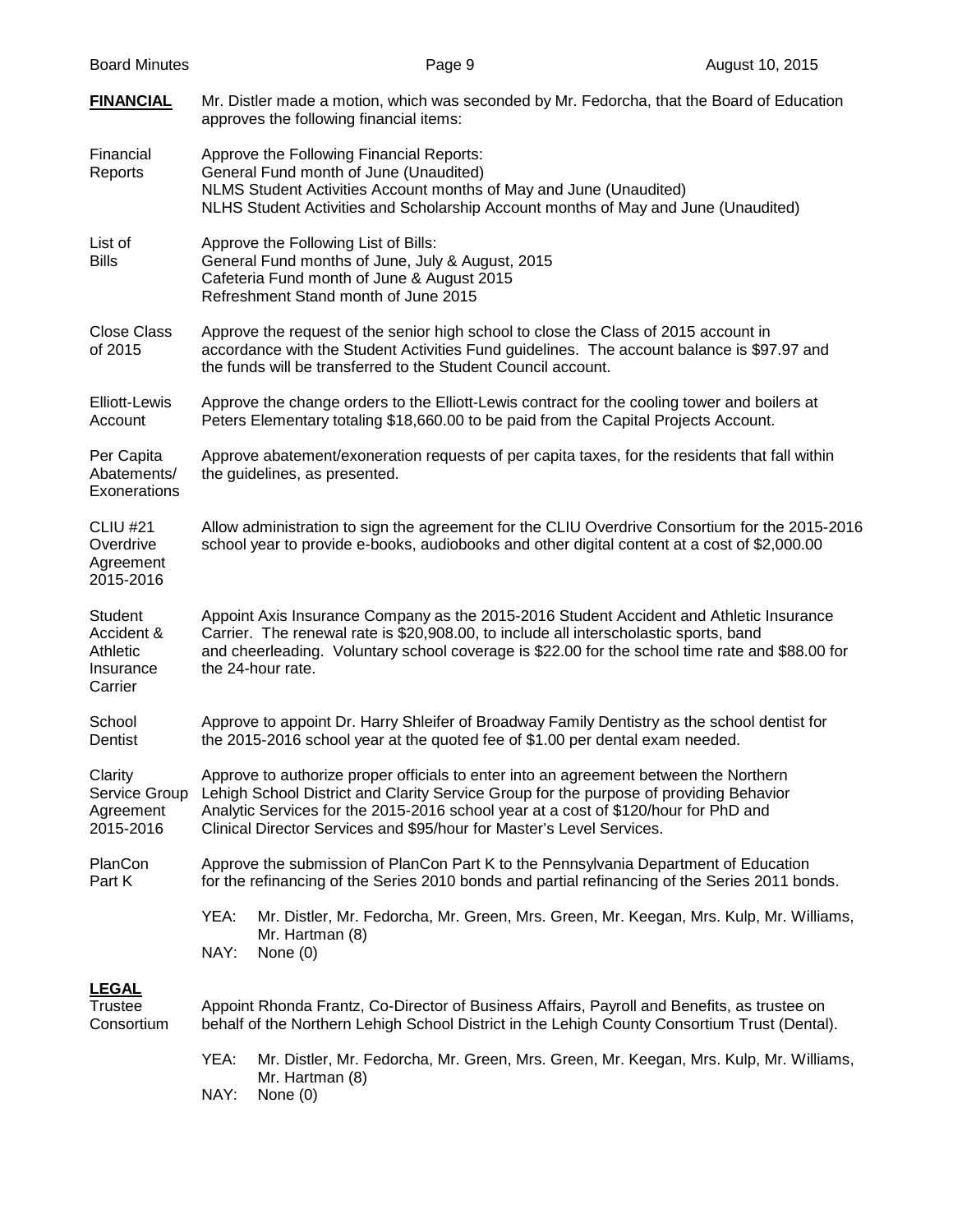**FINANCIAL**

Mr. Distler made a motion, which was seconded by Mr. Fedorcha, that the Board of Education approves the following financial items:

**Financial Reports**

Approve the Following Financial Reports:
General Fund month of June (Unaudited)
NLMS Student Activities Account months of May and June (Unaudited)
NLHS Student Activities and Scholarship Account months of May and June (Unaudited)

**List of Bills**

Approve the Following List of Bills:
General Fund months of June, July & August, 2015
Cafeteria Fund month of June & August 2015
Refreshment Stand month of June 2015

**Close Class of 2015**

Approve the request of the senior high school to close the Class of 2015 account in accordance with the Student Activities Fund guidelines. The account balance is $97.97 and the funds will be transferred to the Student Council account.

**Elliott-Lewis Account**

Approve the change orders to the Elliott-Lewis contract for the cooling tower and boilers at Peters Elementary totaling $18,660.00 to be paid from the Capital Projects Account.

**Per Capita Abatements/ Exonerations**

Approve abatement/exoneration requests of per capita taxes, for the residents that fall within the guidelines, as presented.

**CLIU #21 Overdrive Agreement 2015-2016**

Allow administration to sign the agreement for the CLIU Overdrive Consortium for the 2015-2016 school year to provide e-books, audiobooks and other digital content at a cost of $2,000.00

**Student Accident & Athletic Insurance Carrier**

Appoint Axis Insurance Company as the 2015-2016 Student Accident and Athletic Insurance Carrier. The renewal rate is $20,908.00, to include all interscholastic sports, band and cheerleading. Voluntary school coverage is $22.00 for the school time rate and $88.00 for the 24-hour rate.

**School Dentist**

Approve to appoint Dr. Harry Shleifer of Broadway Family Dentistry as the school dentist for the 2015-2016 school year at the quoted fee of $1.00 per dental exam needed.

**Clarity Service Group Agreement 2015-2016**

Approve to authorize proper officials to enter into an agreement between the Northern Lehigh School District and Clarity Service Group for the purpose of providing Behavior Analytic Services for the 2015-2016 school year at a cost of $120/hour for PhD and Clinical Director Services and $95/hour for Master's Level Services.

**PlanCon Part K**

Approve the submission of PlanCon Part K to the Pennsylvania Department of Education for the refinancing of the Series 2010 bonds and partial refinancing of the Series 2011 bonds.

YEA: Mr. Distler, Mr. Fedorcha, Mr. Green, Mrs. Green, Mr. Keegan, Mrs. Kulp, Mr. Williams, Mr. Hartman (8)
NAY: None (0)

**LEGAL**

**Trustee Consortium**

Appoint Rhonda Frantz, Co-Director of Business Affairs, Payroll and Benefits, as trustee on behalf of the Northern Lehigh School District in the Lehigh County Consortium Trust (Dental).

YEA: Mr. Distler, Mr. Fedorcha, Mr. Green, Mrs. Green, Mr. Keegan, Mrs. Kulp, Mr. Williams, Mr. Hartman (8)
NAY: None (0)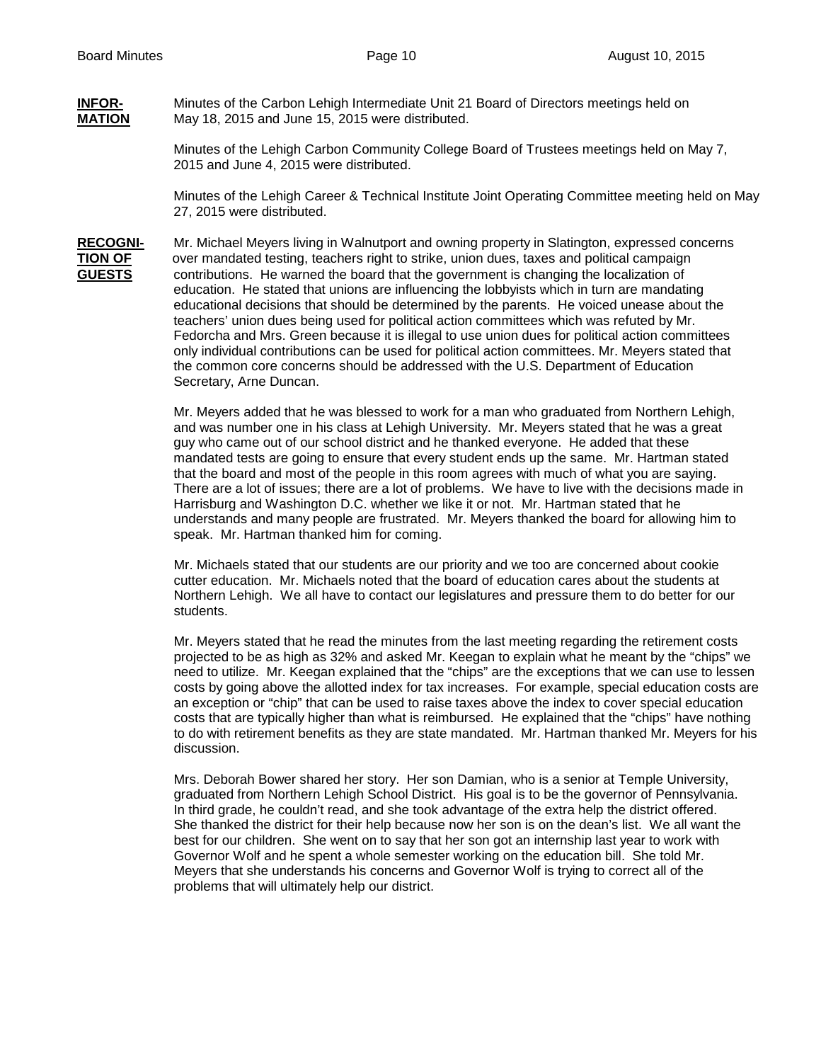**INFORMATION** Minutes of the Carbon Lehigh Intermediate Unit 21 Board of Directors meetings held on May 18, 2015 and June 15, 2015 were distributed.

Minutes of the Lehigh Carbon Community College Board of Trustees meetings held on May 7, 2015 and June 4, 2015 were distributed.

Minutes of the Lehigh Career & Technical Institute Joint Operating Committee meeting held on May 27, 2015 were distributed.

**RECOGNITION OF GUESTS** Mr. Michael Meyers living in Walnutport and owning property in Slatington, expressed concerns over mandated testing, teachers right to strike, union dues, taxes and political campaign contributions. He warned the board that the government is changing the localization of education. He stated that unions are influencing the lobbyists which in turn are mandating educational decisions that should be determined by the parents. He voiced unease about the teachers' union dues being used for political action committees which was refuted by Mr. Fedorcha and Mrs. Green because it is illegal to use union dues for political action committees only individual contributions can be used for political action committees. Mr. Meyers stated that the common core concerns should be addressed with the U.S. Department of Education Secretary, Arne Duncan.

Mr. Meyers added that he was blessed to work for a man who graduated from Northern Lehigh, and was number one in his class at Lehigh University. Mr. Meyers stated that he was a great guy who came out of our school district and he thanked everyone. He added that these mandated tests are going to ensure that every student ends up the same. Mr. Hartman stated that the board and most of the people in this room agrees with much of what you are saying. There are a lot of issues; there are a lot of problems. We have to live with the decisions made in Harrisburg and Washington D.C. whether we like it or not. Mr. Hartman stated that he understands and many people are frustrated. Mr. Meyers thanked the board for allowing him to speak. Mr. Hartman thanked him for coming.

Mr. Michaels stated that our students are our priority and we too are concerned about cookie cutter education. Mr. Michaels noted that the board of education cares about the students at Northern Lehigh. We all have to contact our legislatures and pressure them to do better for our students.

Mr. Meyers stated that he read the minutes from the last meeting regarding the retirement costs projected to be as high as 32% and asked Mr. Keegan to explain what he meant by the "chips" we need to utilize. Mr. Keegan explained that the "chips" are the exceptions that we can use to lessen costs by going above the allotted index for tax increases. For example, special education costs are an exception or "chip" that can be used to raise taxes above the index to cover special education costs that are typically higher than what is reimbursed. He explained that the "chips" have nothing to do with retirement benefits as they are state mandated. Mr. Hartman thanked Mr. Meyers for his discussion.

Mrs. Deborah Bower shared her story. Her son Damian, who is a senior at Temple University, graduated from Northern Lehigh School District. His goal is to be the governor of Pennsylvania. In third grade, he couldn't read, and she took advantage of the extra help the district offered. She thanked the district for their help because now her son is on the dean's list. We all want the best for our children. She went on to say that her son got an internship last year to work with Governor Wolf and he spent a whole semester working on the education bill. She told Mr. Meyers that she understands his concerns and Governor Wolf is trying to correct all of the problems that will ultimately help our district.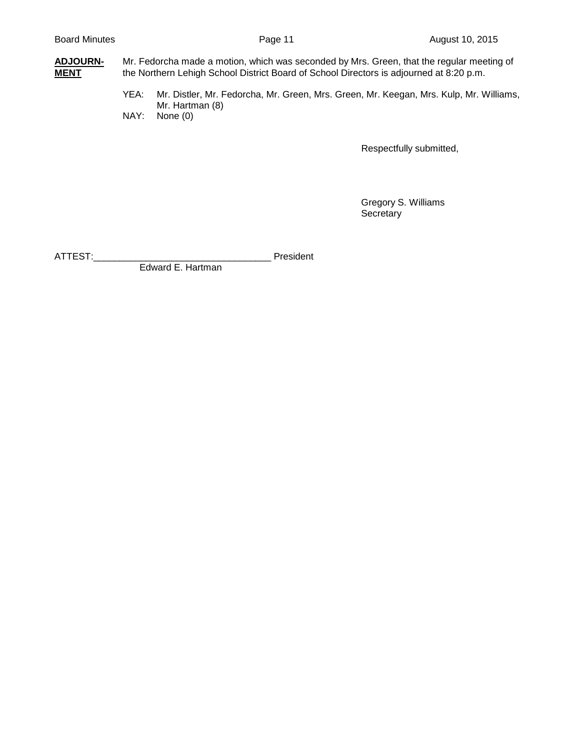**ADJOURNMENT**

Mr. Fedorcha made a motion, which was seconded by Mrs. Green, that the regular meeting of the Northern Lehigh School District Board of School Directors is adjourned at 8:20 p.m.

YEA: Mr. Distler, Mr. Fedorcha, Mr. Green, Mrs. Green, Mr. Keegan, Mrs. Kulp, Mr. Williams, Mr. Hartman (8)
NAY: None (0)

Respectfully submitted,

Gregory S. Williams
Secretary

ATTEST:_________________________________ President
Edward E. Hartman